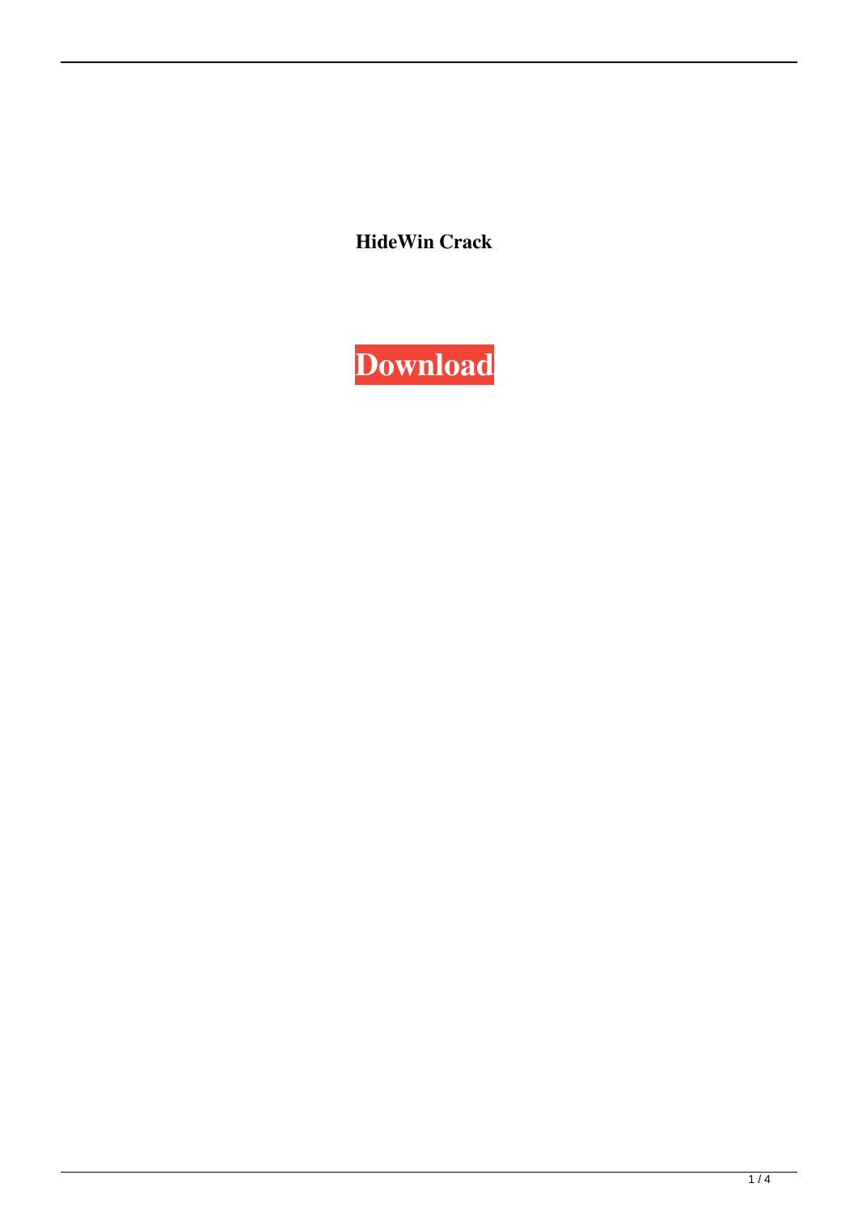**HideWin Crack**

**Download**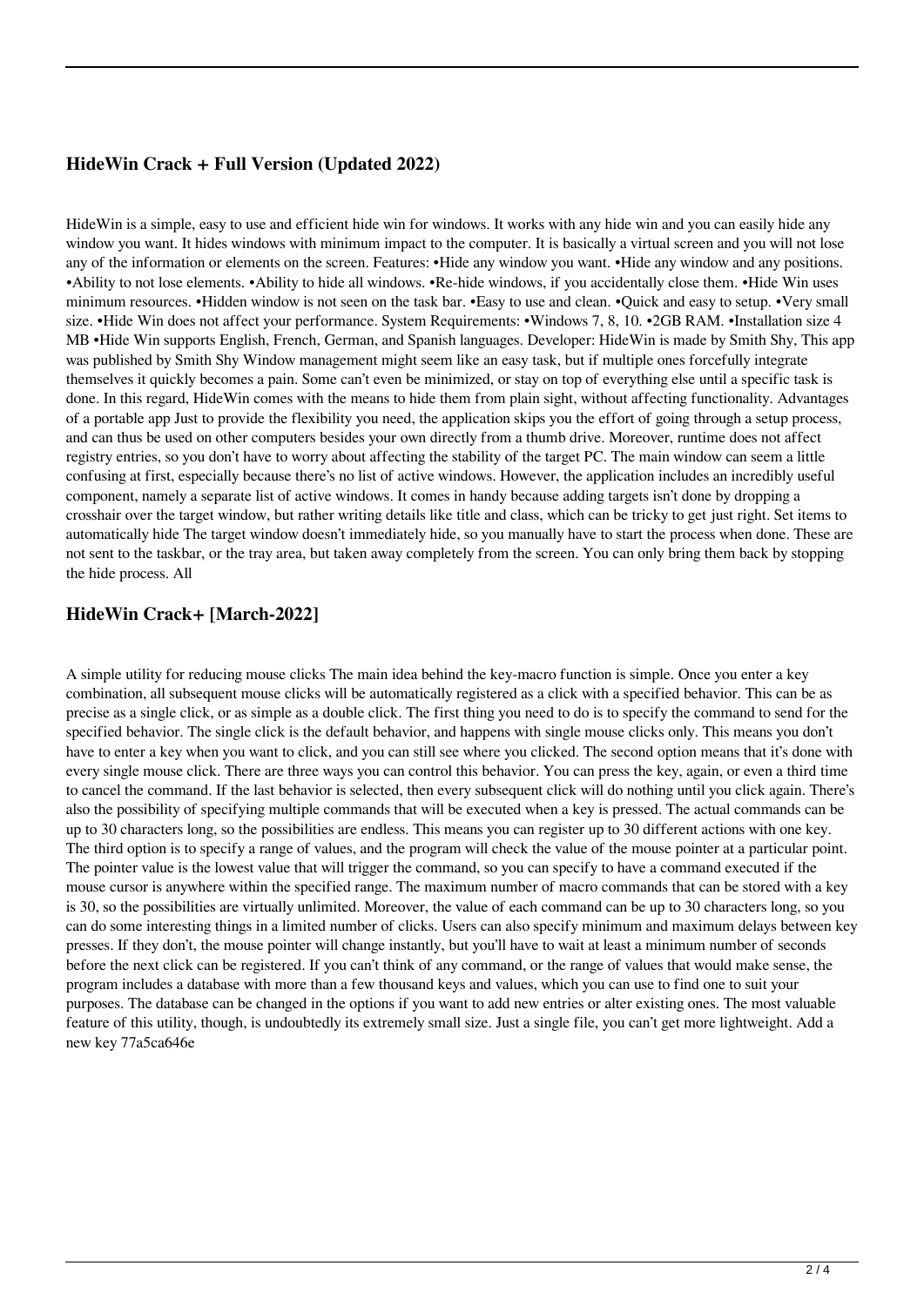## HideWin Crack + Full Version (Updated 2022)

HideWin is a simple, easy to use and efficient hide win for windows. It works with any hide win and you can easily hide any window you want. It hides windows with minimum impact to the computer. It is basically a virtual screen and you will not lose any of the information or elements on the screen. Features: •Hide any window you want. •Hide any window and any positions. •Ability to not lose elements. •Ability to hide all windows. •Re-hide windows, if you accidentally close them. •Hide Win uses minimum resources. •Hidden window is not seen on the task bar. •Easy to use and clean. •Quick and easy to setup. •Very small size. •Hide Win does not affect your performance. System Requirements: •Windows 7, 8, 10. •2GB RAM. •Installation size 4 MB •Hide Win supports English, French, German, and Spanish languages. Developer: HideWin is made by Smith Shy, This app was published by Smith Shy Window management might seem like an easy task, but if multiple ones forcefully integrate themselves it quickly becomes a pain. Some can't even be minimized, or stay on top of everything else until a specific task is done. In this regard, HideWin comes with the means to hide them from plain sight, without affecting functionality. Advantages of a portable app Just to provide the flexibility you need, the application skips you the effort of going through a setup process, and can thus be used on other computers besides your own directly from a thumb drive. Moreover, runtime does not affect registry entries, so you don't have to worry about affecting the stability of the target PC. The main window can seem a little confusing at first, especially because there's no list of active windows. However, the application includes an incredibly useful component, namely a separate list of active windows. It comes in handy because adding targets isn't done by dropping a crosshair over the target window, but rather writing details like title and class, which can be tricky to get just right. Set items to automatically hide The target window doesn't immediately hide, so you manually have to start the process when done. These are not sent to the taskbar, or the tray area, but taken away completely from the screen. You can only bring them back by stopping the hide process. All

## HideWin Crack+ [March-2022]

A simple utility for reducing mouse clicks The main idea behind the key-macro function is simple. Once you enter a key combination, all subsequent mouse clicks will be automatically registered as a click with a specified behavior. This can be as precise as a single click, or as simple as a double click. The first thing you need to do is to specify the command to send for the specified behavior. The single click is the default behavior, and happens with single mouse clicks only. This means you don't have to enter a key when you want to click, and you can still see where you clicked. The second option means that it's done with every single mouse click. There are three ways you can control this behavior. You can press the key, again, or even a third time to cancel the command. If the last behavior is selected, then every subsequent click will do nothing until you click again. There's also the possibility of specifying multiple commands that will be executed when a key is pressed. The actual commands can be up to 30 characters long, so the possibilities are endless. This means you can register up to 30 different actions with one key. The third option is to specify a range of values, and the program will check the value of the mouse pointer at a particular point. The pointer value is the lowest value that will trigger the command, so you can specify to have a command executed if the mouse cursor is anywhere within the specified range. The maximum number of macro commands that can be stored with a key is 30, so the possibilities are virtually unlimited. Moreover, the value of each command can be up to 30 characters long, so you can do some interesting things in a limited number of clicks. Users can also specify minimum and maximum delays between key presses. If they don't, the mouse pointer will change instantly, but you'll have to wait at least a minimum number of seconds before the next click can be registered. If you can't think of any command, or the range of values that would make sense, the program includes a database with more than a few thousand keys and values, which you can use to find one to suit your purposes. The database can be changed in the options if you want to add new entries or alter existing ones. The most valuable feature of this utility, though, is undoubtedly its extremely small size. Just a single file, you can't get more lightweight. Add a new key 77a5ca646e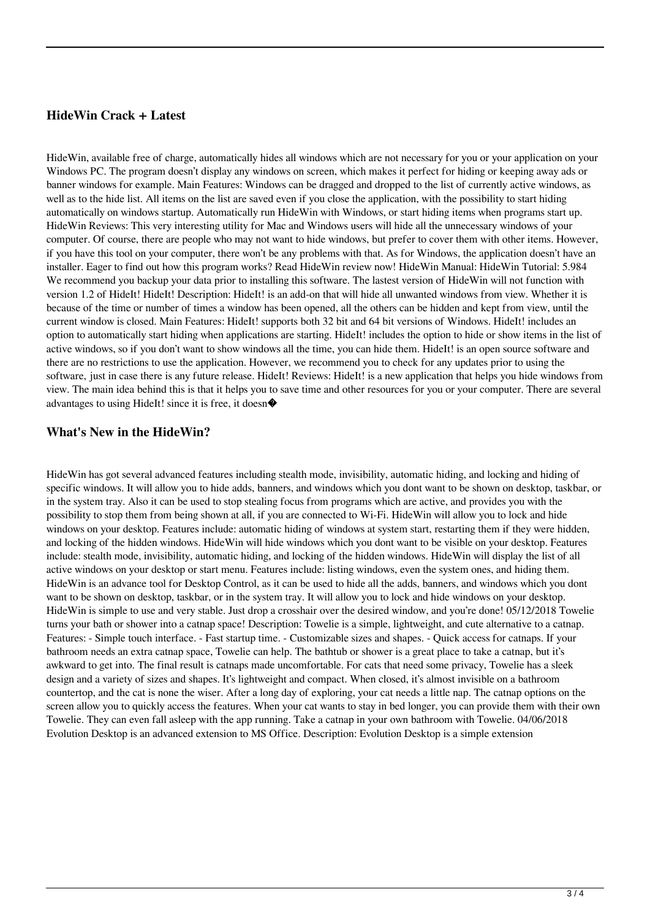### HideWin Crack + Latest

HideWin, available free of charge, automatically hides all windows which are not necessary for you or your application on your Windows PC. The program doesn't display any windows on screen, which makes it perfect for hiding or keeping away ads or banner windows for example. Main Features: Windows can be dragged and dropped to the list of currently active windows, as well as to the hide list. All items on the list are saved even if you close the application, with the possibility to start hiding automatically on windows startup. Automatically run HideWin with Windows, or start hiding items when programs start up. HideWin Reviews: This very interesting utility for Mac and Windows users will hide all the unnecessary windows of your computer. Of course, there are people who may not want to hide windows, but prefer to cover them with other items. However, if you have this tool on your computer, there won't be any problems with that. As for Windows, the application doesn't have an installer. Eager to find out how this program works? Read HideWin review now! HideWin Manual: HideWin Tutorial: 5.984 We recommend you backup your data prior to installing this software. The lastest version of HideWin will not function with version 1.2 of HideIt! HideIt! Description: HideIt! is an add-on that will hide all unwanted windows from view. Whether it is because of the time or number of times a window has been opened, all the others can be hidden and kept from view, until the current window is closed. Main Features: HideIt! supports both 32 bit and 64 bit versions of Windows. HideIt! includes an option to automatically start hiding when applications are starting. HideIt! includes the option to hide or show items in the list of active windows, so if you don't want to show windows all the time, you can hide them. HideIt! is an open source software and there are no restrictions to use the application. However, we recommend you to check for any updates prior to using the software, just in case there is any future release. HideIt! Reviews: HideIt! is a new application that helps you hide windows from view. The main idea behind this is that it helps you to save time and other resources for you or your computer. There are several advantages to using HideIt! since it is free, it doesn�

### What's New in the HideWin?

HideWin has got several advanced features including stealth mode, invisibility, automatic hiding, and locking and hiding of specific windows. It will allow you to hide adds, banners, and windows which you dont want to be shown on desktop, taskbar, or in the system tray. Also it can be used to stop stealing focus from programs which are active, and provides you with the possibility to stop them from being shown at all, if you are connected to Wi-Fi. HideWin will allow you to lock and hide windows on your desktop. Features include: automatic hiding of windows at system start, restarting them if they were hidden, and locking of the hidden windows. HideWin will hide windows which you dont want to be visible on your desktop. Features include: stealth mode, invisibility, automatic hiding, and locking of the hidden windows. HideWin will display the list of all active windows on your desktop or start menu. Features include: listing windows, even the system ones, and hiding them. HideWin is an advance tool for Desktop Control, as it can be used to hide all the adds, banners, and windows which you dont want to be shown on desktop, taskbar, or in the system tray. It will allow you to lock and hide windows on your desktop. HideWin is simple to use and very stable. Just drop a crosshair over the desired window, and you're done! 05/12/2018 Towelie turns your bath or shower into a catnap space! Description: Towelie is a simple, lightweight, and cute alternative to a catnap. Features: - Simple touch interface. - Fast startup time. - Customizable sizes and shapes. - Quick access for catnaps. If your bathroom needs an extra catnap space, Towelie can help. The bathtub or shower is a great place to take a catnap, but it's awkward to get into. The final result is catnaps made uncomfortable. For cats that need some privacy, Towelie has a sleek design and a variety of sizes and shapes. It's lightweight and compact. When closed, it's almost invisible on a bathroom countertop, and the cat is none the wiser. After a long day of exploring, your cat needs a little nap. The catnap options on the screen allow you to quickly access the features. When your cat wants to stay in bed longer, you can provide them with their own Towelie. They can even fall asleep with the app running. Take a catnap in your own bathroom with Towelie. 04/06/2018 Evolution Desktop is an advanced extension to MS Office. Description: Evolution Desktop is a simple extension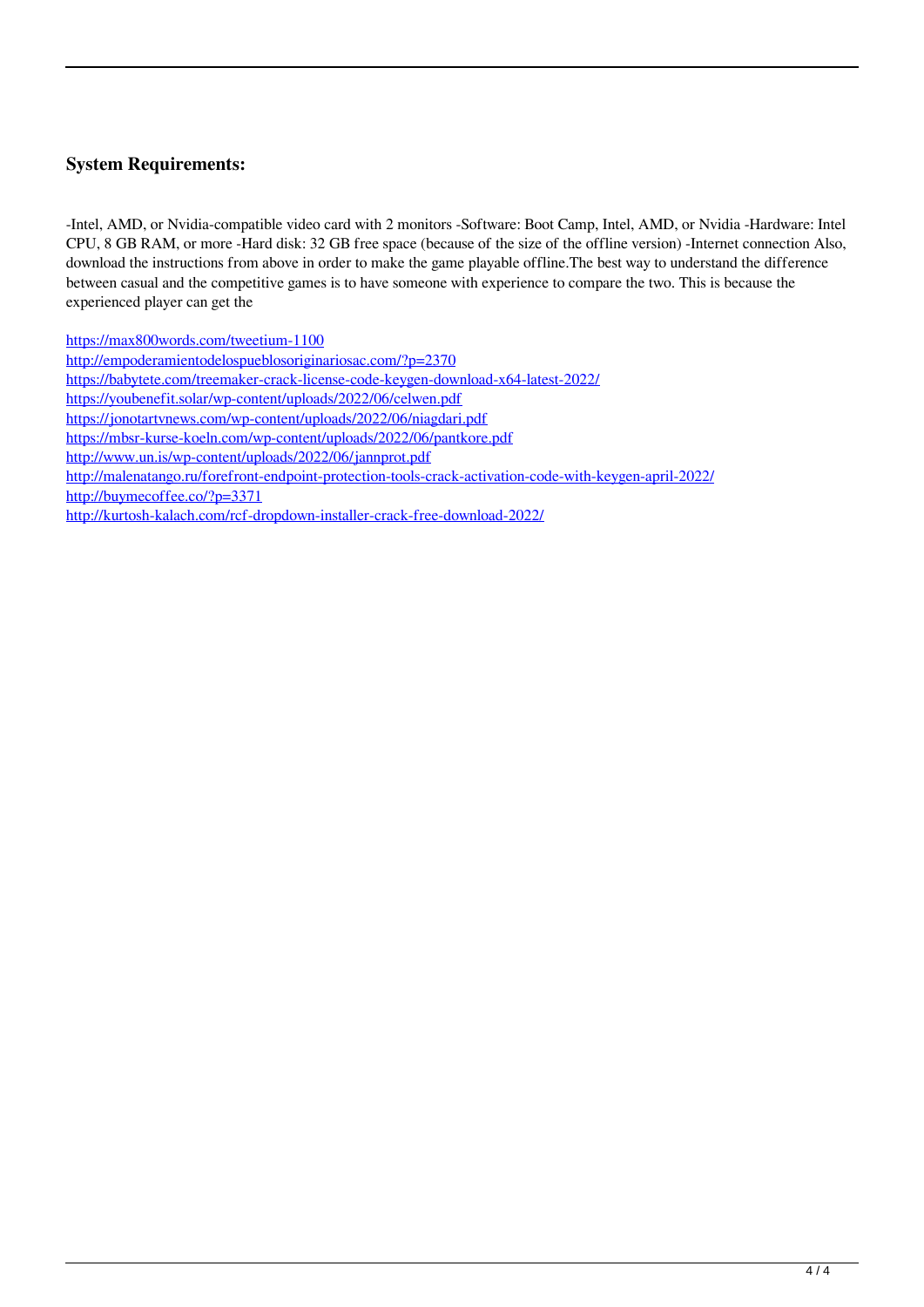### System Requirements:

-Intel, AMD, or Nvidia-compatible video card with 2 monitors -Software: Boot Camp, Intel, AMD, or Nvidia -Hardware: Intel CPU, 8 GB RAM, or more -Hard disk: 32 GB free space (because of the size of the offline version) -Internet connection Also, download the instructions from above in order to make the game playable offline.The best way to understand the difference between casual and the competitive games is to have someone with experience to compare the two. This is because the experienced player can get the

https://max800words.com/tweetium-1100
http://empoderamientodelospueblosoriginariosac.com/?p=2370
https://babytete.com/treemaker-crack-license-code-keygen-download-x64-latest-2022/
https://youbenefit.solar/wp-content/uploads/2022/06/celwen.pdf
https://jonotartvnews.com/wp-content/uploads/2022/06/niagdari.pdf
https://mbsr-kurse-koeln.com/wp-content/uploads/2022/06/pantkore.pdf
http://www.un.is/wp-content/uploads/2022/06/jannprot.pdf
http://malenatango.ru/forefront-endpoint-protection-tools-crack-activation-code-with-keygen-april-2022/
http://buymecoffee.co/?p=3371
http://kurtosh-kalach.com/rcf-dropdown-installer-crack-free-download-2022/